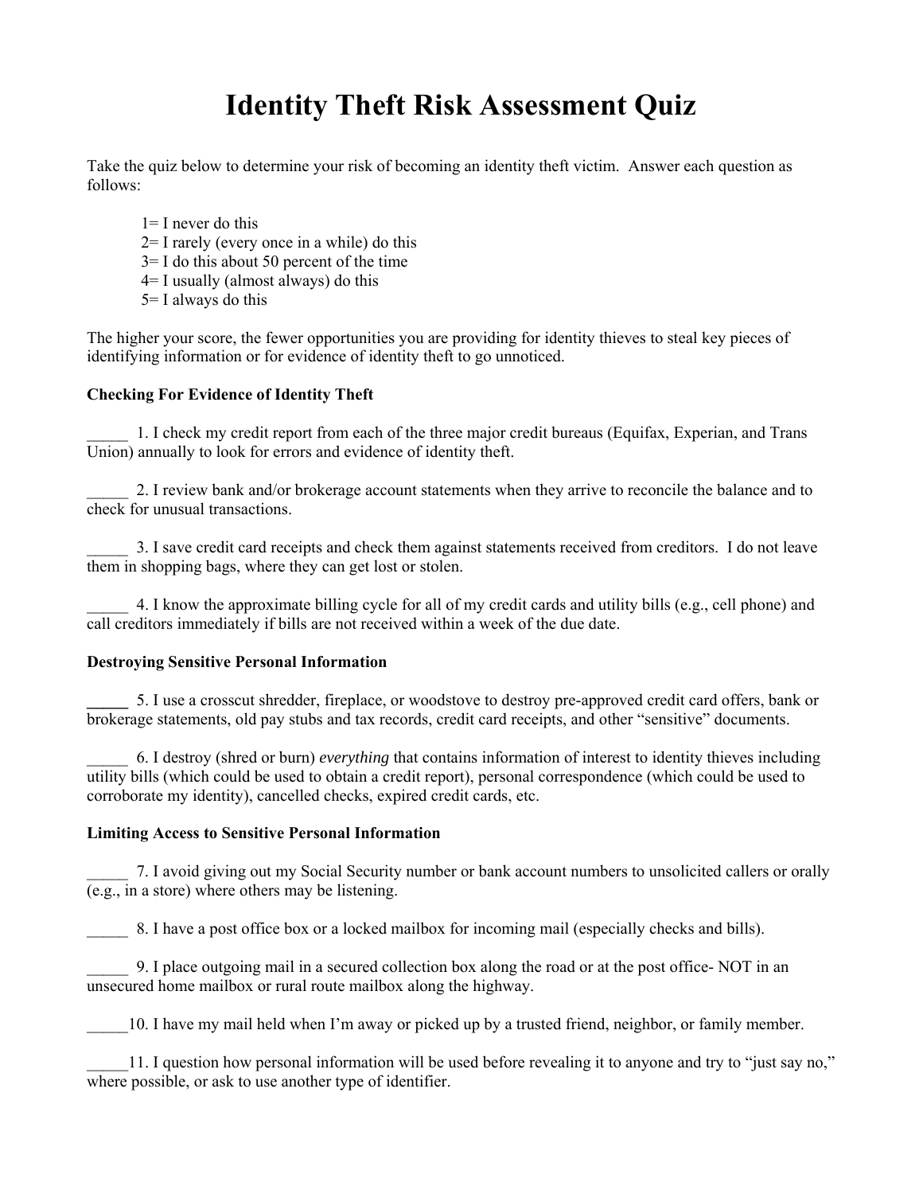# Identity Theft Risk Assessment Quiz

Take the quiz below to determine your risk of becoming an identity theft victim. Answer each question as follows:

1= I never do this
2= I rarely (every once in a while) do this
3= I do this about 50 percent of the time
4= I usually (almost always) do this
5= I always do this

The higher your score, the fewer opportunities you are providing for identity thieves to steal key pieces of identifying information or for evidence of identity theft to go unnoticed.

**Checking For Evidence of Identity Theft**

_____ 1. I check my credit report from each of the three major credit bureaus (Equifax, Experian, and Trans Union) annually to look for errors and evidence of identity theft.

_____ 2. I review bank and/or brokerage account statements when they arrive to reconcile the balance and to check for unusual transactions.

_____ 3. I save credit card receipts and check them against statements received from creditors. I do not leave them in shopping bags, where they can get lost or stolen.

_____ 4. I know the approximate billing cycle for all of my credit cards and utility bills (e.g., cell phone) and call creditors immediately if bills are not received within a week of the due date.

**Destroying Sensitive Personal Information**

_____ 5. I use a crosscut shredder, fireplace, or woodstove to destroy pre-approved credit card offers, bank or brokerage statements, old pay stubs and tax records, credit card receipts, and other "sensitive" documents.

_____ 6. I destroy (shred or burn) *everything* that contains information of interest to identity thieves including utility bills (which could be used to obtain a credit report), personal correspondence (which could be used to corroborate my identity), cancelled checks, expired credit cards, etc.

**Limiting Access to Sensitive Personal Information**

_____ 7. I avoid giving out my Social Security number or bank account numbers to unsolicited callers or orally (e.g., in a store) where others may be listening.

_____ 8. I have a post office box or a locked mailbox for incoming mail (especially checks and bills).

_____ 9. I place outgoing mail in a secured collection box along the road or at the post office- NOT in an unsecured home mailbox or rural route mailbox along the highway.

_____10. I have my mail held when I'm away or picked up by a trusted friend, neighbor, or family member.

_____11. I question how personal information will be used before revealing it to anyone and try to "just say no," where possible, or ask to use another type of identifier.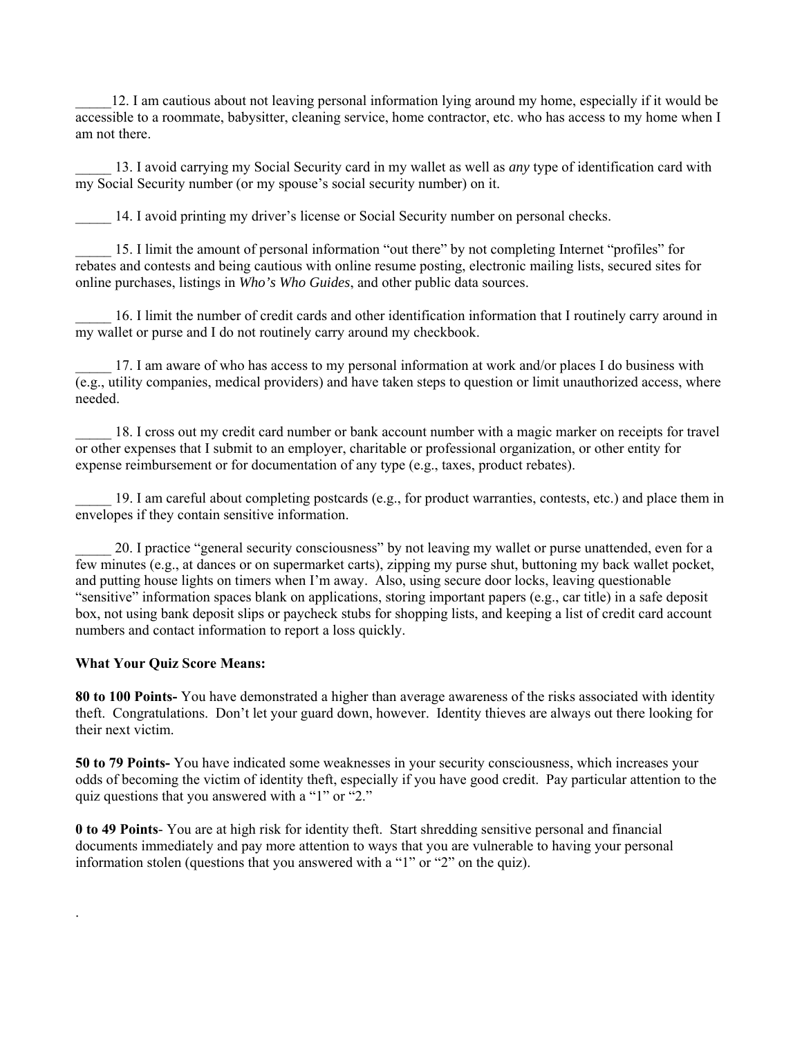_____12. I am cautious about not leaving personal information lying around my home, especially if it would be accessible to a roommate, babysitter, cleaning service, home contractor, etc. who has access to my home when I am not there.

_____ 13. I avoid carrying my Social Security card in my wallet as well as *any* type of identification card with my Social Security number (or my spouse's social security number) on it.

_____ 14. I avoid printing my driver's license or Social Security number on personal checks.

_____ 15. I limit the amount of personal information "out there" by not completing Internet "profiles" for rebates and contests and being cautious with online resume posting, electronic mailing lists, secured sites for online purchases, listings in *Who's Who Guides*, and other public data sources.

_____ 16. I limit the number of credit cards and other identification information that I routinely carry around in my wallet or purse and I do not routinely carry around my checkbook.

_____ 17. I am aware of who has access to my personal information at work and/or places I do business with (e.g., utility companies, medical providers) and have taken steps to question or limit unauthorized access, where needed.

_____ 18. I cross out my credit card number or bank account number with a magic marker on receipts for travel or other expenses that I submit to an employer, charitable or professional organization, or other entity for expense reimbursement or for documentation of any type (e.g., taxes, product rebates).

_____ 19. I am careful about completing postcards (e.g., for product warranties, contests, etc.) and place them in envelopes if they contain sensitive information.

_____ 20. I practice "general security consciousness" by not leaving my wallet or purse unattended, even for a few minutes (e.g., at dances or on supermarket carts), zipping my purse shut, buttoning my back wallet pocket, and putting house lights on timers when I'm away. Also, using secure door locks, leaving questionable "sensitive" information spaces blank on applications, storing important papers (e.g., car title) in a safe deposit box, not using bank deposit slips or paycheck stubs for shopping lists, and keeping a list of credit card account numbers and contact information to report a loss quickly.

**What Your Quiz Score Means:**

**80 to 100 Points-** You have demonstrated a higher than average awareness of the risks associated with identity theft. Congratulations. Don't let your guard down, however. Identity thieves are always out there looking for their next victim.

**50 to 79 Points-** You have indicated some weaknesses in your security consciousness, which increases your odds of becoming the victim of identity theft, especially if you have good credit. Pay particular attention to the quiz questions that you answered with a "1" or "2."

**0 to 49 Points**- You are at high risk for identity theft. Start shredding sensitive personal and financial documents immediately and pay more attention to ways that you are vulnerable to having your personal information stolen (questions that you answered with a "1" or "2" on the quiz).

.